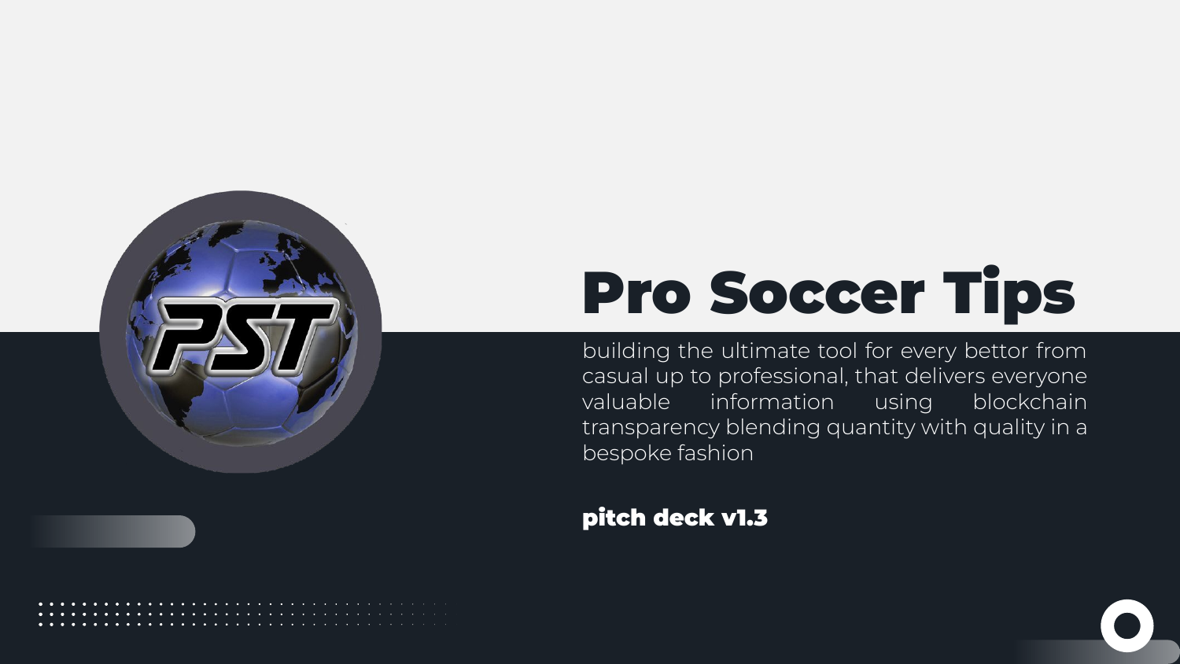# Pro Soccer Tips

building the ultimate tool for every bettor from casual up to professional, that delivers everyone valuable information using blockchain transparency blending quantity with quality in a bespoke fashion

**pitch deck v1.3**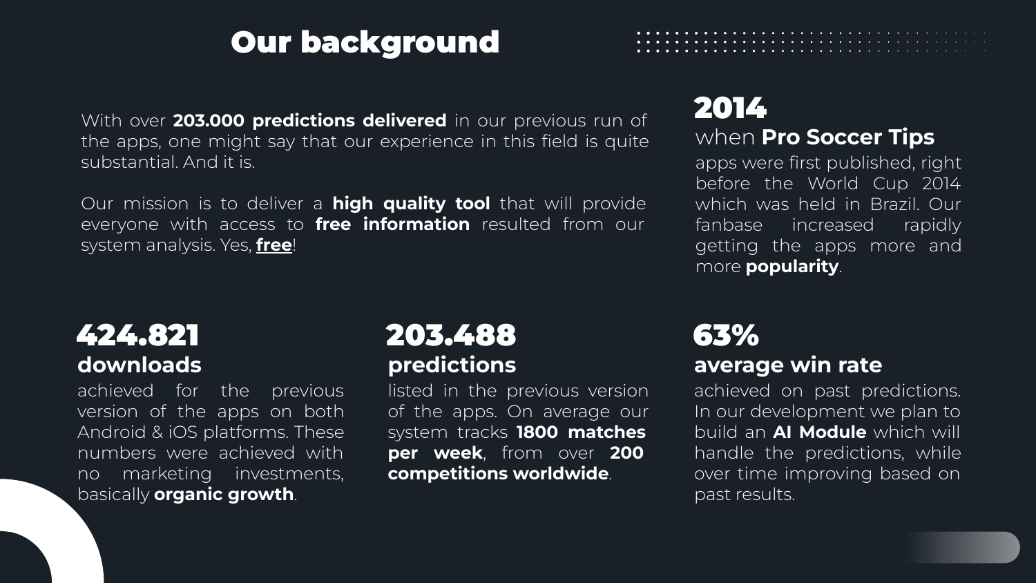# Our background

With over **203.000 predictions delivered** in our previous run of the apps, one might say that our experience in this field is quite substantial. And it is.

Our mission is to deliver a **high quality tool** that will provide everyone with access to **free information** resulted from our system analysis. Yes, **free**!

## 2014

when **Pro Soccer Tips** apps were first published, right before the World Cup 2014 which was held in Brazil. Our fanbase increased rapidly getting the apps more and more **popularity**.

## 424.821

**downloads**

achieved for the previous version of the apps on both Android & iOS platforms. These numbers were achieved with no marketing investments, basically **organic growth**.

## 203.488

**predictions**

listed in the previous version of the apps. On average our system tracks **1800 matches per week**, from over **200 competitions worldwide**.

## 63%

**average win rate**

achieved on past predictions. In our development we plan to build an **AI Module** which will handle the predictions, while over time improving based on past results.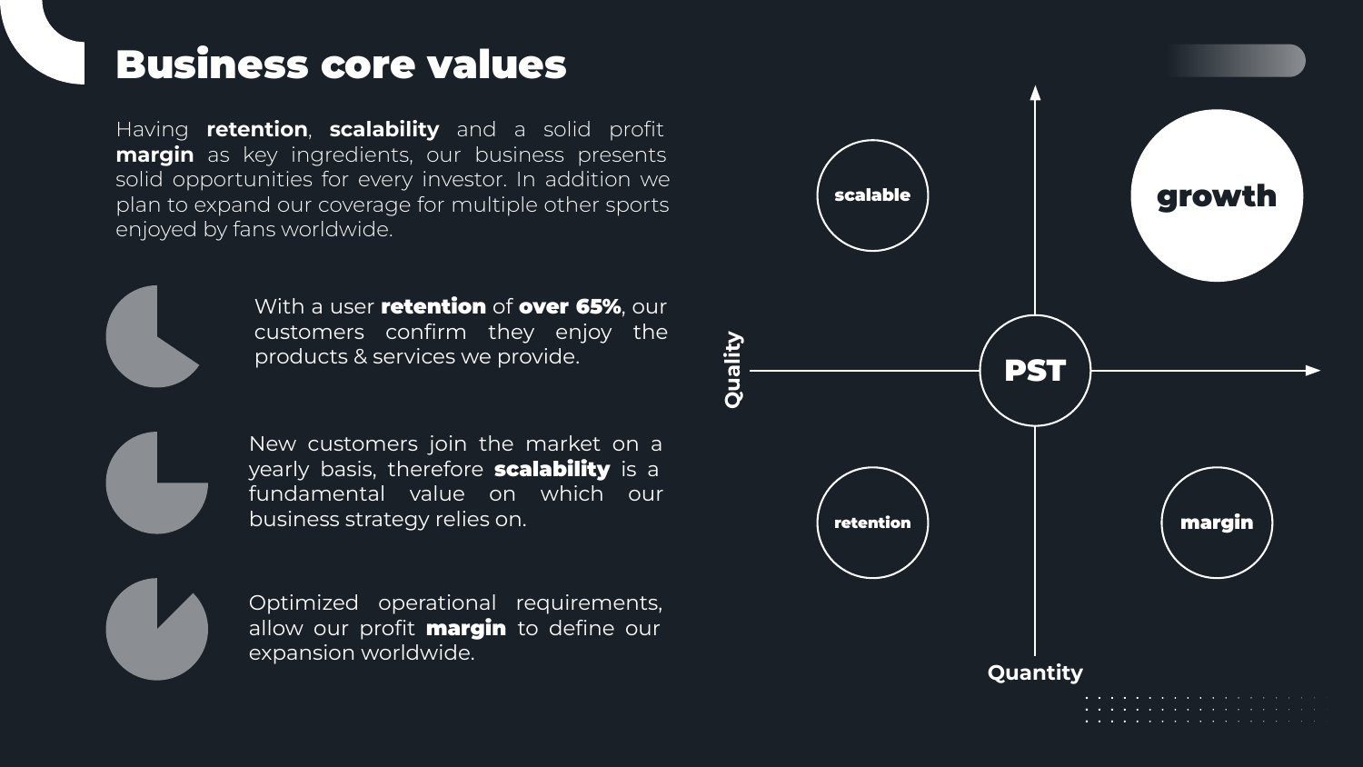# Business core values

Having **retention**, **scalability** and a solid profit **margin** as key ingredients, our business presents solid opportunities for every investor. In addition we plan to expand our coverage for multiple other sports enjoyed by fans worldwide.

With a user **retention** of **over 65%**, our customers confirm they enjoy the products & services we provide.

New customers join the market on a yearly basis, therefore **scalability** is a fundamental value on which our business strategy relies on.

Optimized operational requirements, allow our profit **margin** to define our expansion worldwide.

**scalable**

**growth**

**Quality**

**PST**

**retention**

**margin**

**Quantity**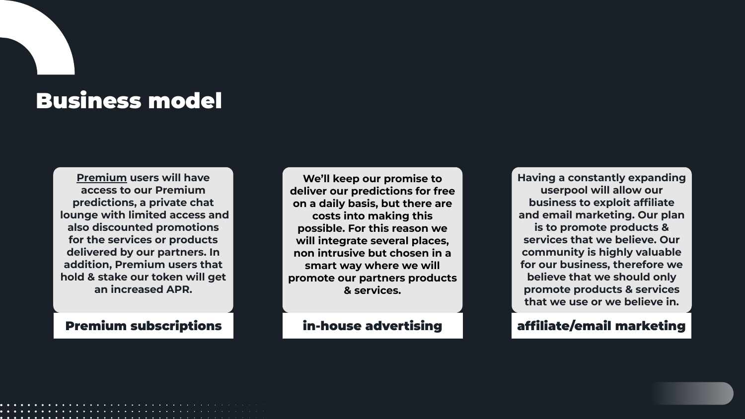# Business model

## Premium subscriptions

Premium users will have access to our Premium predictions, a private chat lounge with limited access and also discounted promotions for the services or products delivered by our partners. In addition, Premium users that hold & stake our token will get an increased APR.

## in-house advertising

We'll keep our promise to deliver our predictions for free on a daily basis, but there are costs into making this possible. For this reason we will integrate several places, non intrusive but chosen in a smart way where we will promote our partners products & services.

## affiliate/email marketing

Having a constantly expanding userpool will allow our business to exploit affiliate and email marketing. Our plan is to promote products & services that we believe. Our community is highly valuable for our business, therefore we believe that we should only promote products & services that we use or we believe in.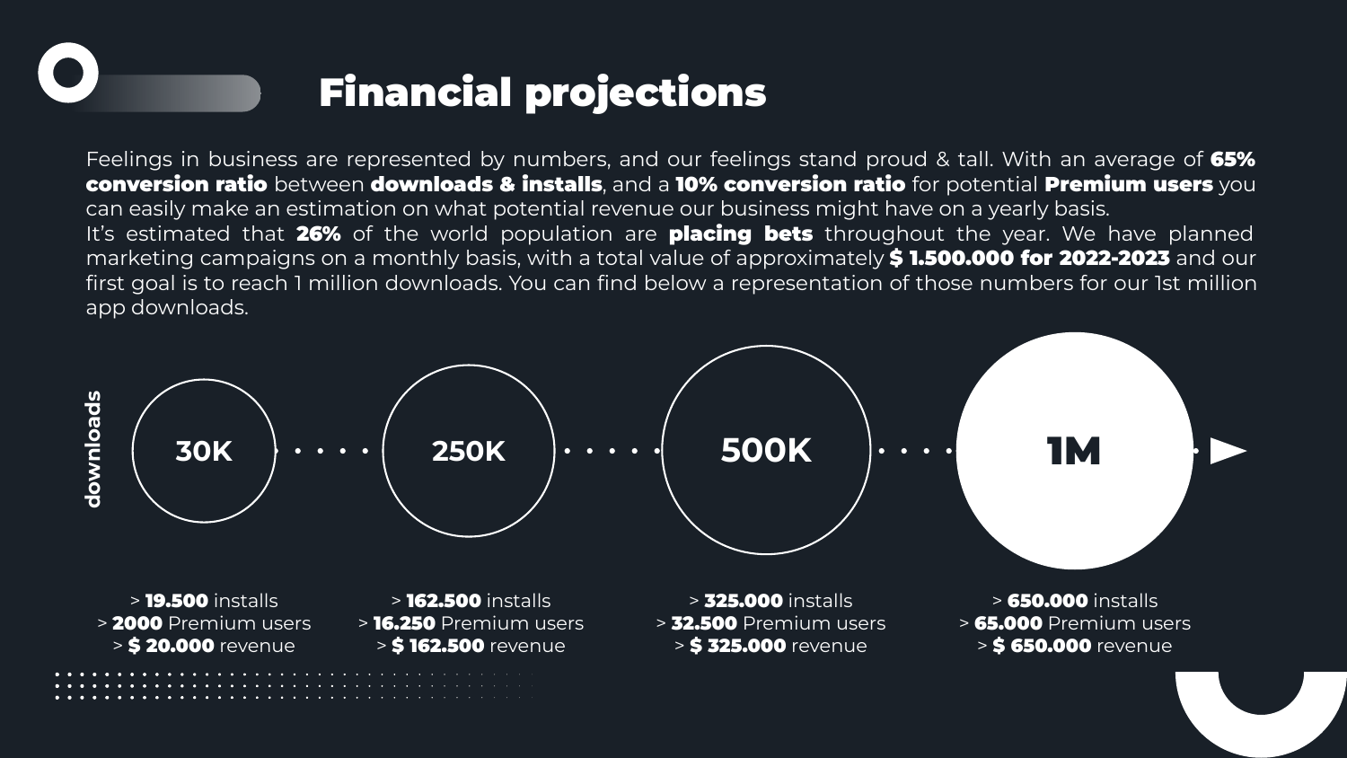# Financial projections

Feelings in business are represented by numbers, and our feelings stand proud & tall. With an average of **65% conversion ratio** between **downloads & installs**, and a **10% conversion ratio** for potential **Premium users** you can easily make an estimation on what potential revenue our business might have on a yearly basis.
It's estimated that **26%** of the world population are **placing bets** throughout the year. We have planned marketing campaigns on a monthly basis, with a total value of approximately **$ 1.500.000 for 2022-2023** and our first goal is to reach 1 million downloads. You can find below a representation of those numbers for our 1st million app downloads.

| downloads | 30K | 250K | 500K | 1M |
|---|---|---|---|---|
| installs | > **19.500** installs | > **162.500** installs | > **325.000** installs | > **650.000** installs |
| Premium users | > **2000** Premium users | > **16.250** Premium users | > **32.500** Premium users | > **65.000** Premium users |
| revenue | > **$ 20.000** revenue | > **$ 162.500** revenue | > **$ 325.000** revenue | > **$ 650.000** revenue |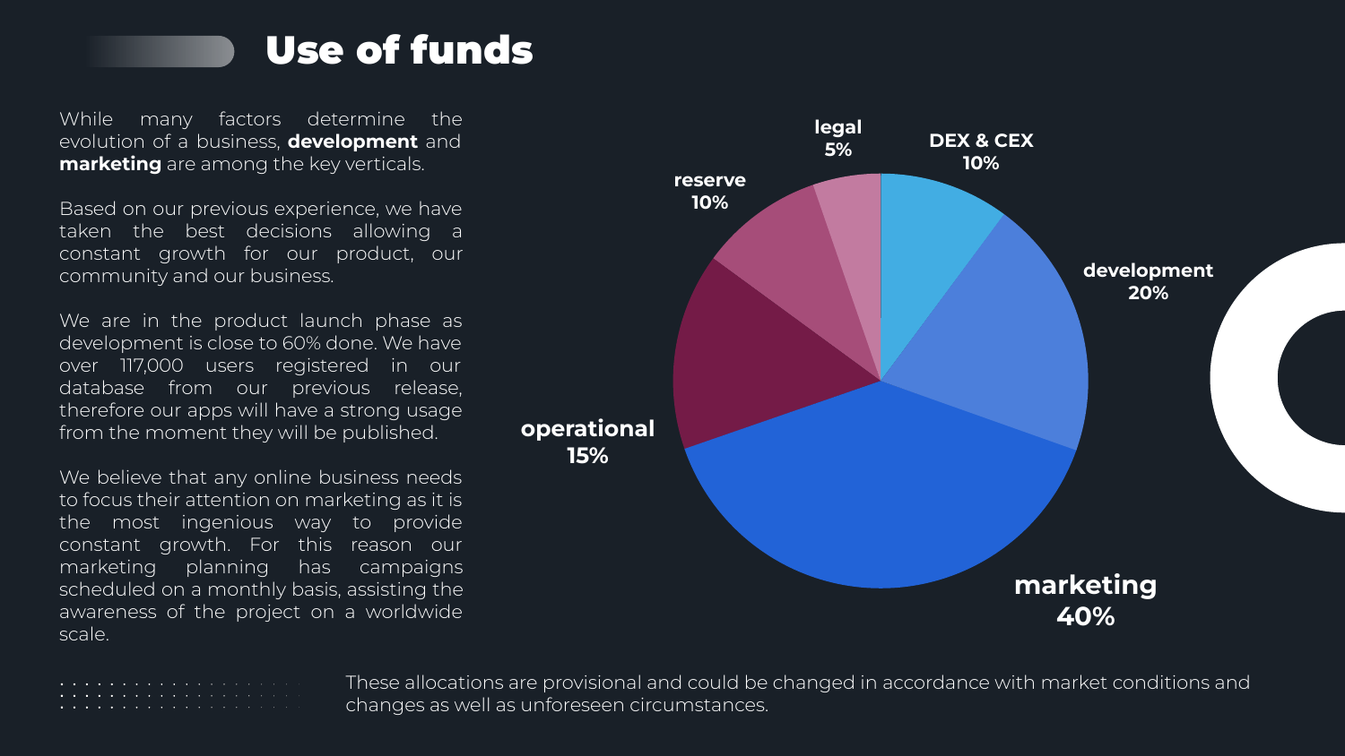# Use of funds

While many factors determine the evolution of a business, **development** and **marketing** are among the key verticals.

Based on our previous experience, we have taken the best decisions allowing a constant growth for our product, our community and our business.

We are in the product launch phase as development is close to 60% done. We have over 117,000 users registered in our database from our previous release, therefore our apps will have a strong usage from the moment they will be published.

We believe that any online business needs to focus their attention on marketing as it is the most ingenious way to provide constant growth. For this reason our marketing planning has campaigns scheduled on a monthly basis, assisting the awareness of the project on a worldwide scale.

| Category | Allocation |
|---|---|
| marketing | 40% |
| development | 20% |
| operational | 15% |
| DEX & CEX | 10% |
| reserve | 10% |
| legal | 5% |

These allocations are provisional and could be changed in accordance with market conditions and changes as well as unforeseen circumstances.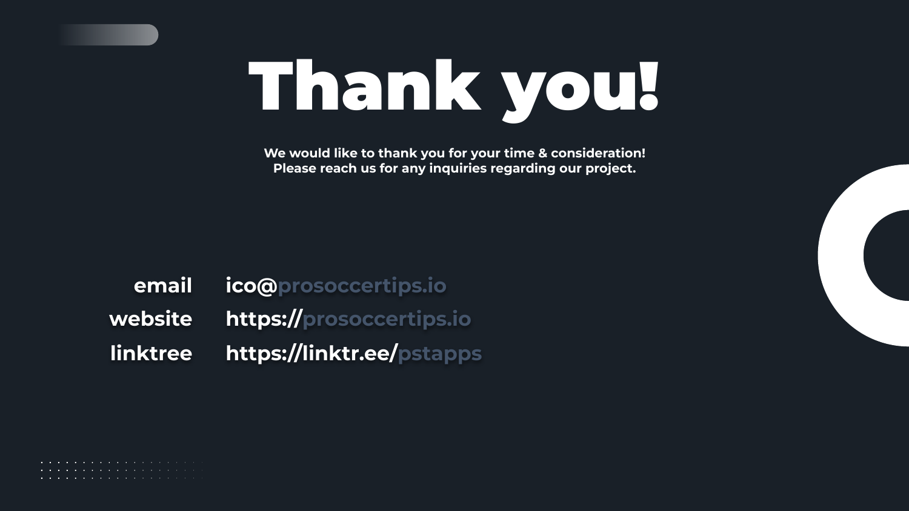# Thank you!

**We would like to thank you for your time & consideration!**
**Please reach us for any inquiries regarding our project.**

| | |
|---|---|
| **email** | **ico@prosoccertips.io** |
| **website** | **https://prosoccertips.io** |
| **linktree** | **https://linktr.ee/pstapps** |